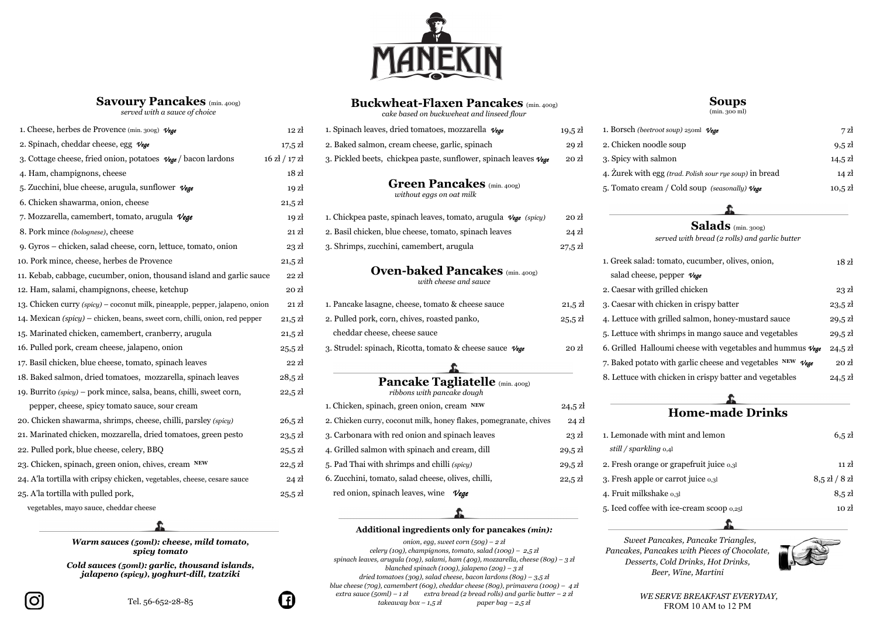# MANEKIN

## Savoury Pancakes (min. 400g)

*served with a sauce of choice*

| Item | Price |
|---|---|
| 1. Cheese, herbes de Provence (min. 300g) *Vege* | 12 zł |
| 2. Spinach, cheddar cheese, egg *Vege* | 17,5 zł |
| 3. Cottage cheese, fried onion, potatoes *Vege* / bacon lardons | 16 zł / 17 zł |
| 4. Ham, champignons, cheese | 18 zł |
| 5. Zucchini, blue cheese, arugula, sunflower *Vege* | 19 zł |
| 6. Chicken shawarma, onion, cheese | 21,5 zł |
| 7. Mozzarella, camembert, tomato, arugula *Vege* | 19 zł |
| 8. Pork mince *(bolognese)*, cheese | 21 zł |
| 9. Gyros – chicken, salad cheese, corn, lettuce, tomato, onion | 23 zł |
| 10. Pork mince, cheese, herbes de Provence | 21,5 zł |
| 11. Kebab, cabbage, cucumber, onion, thousand island and garlic sauce | 22 zł |
| 12. Ham, salami, champignons, cheese, ketchup | 20 zł |
| 13. Chicken curry *(spicy)* – coconut milk, pineapple, pepper, jalapeno, onion | 21 zł |
| 14. Mexican *(spicy)* – chicken, beans, sweet corn, chilli, onion, red pepper | 21,5 zł |
| 15. Marinated chicken, camembert, cranberry, arugula | 21,5 zł |
| 16. Pulled pork, cream cheese, jalapeno, onion | 25,5 zł |
| 17. Basil chicken, blue cheese, tomato, spinach leaves | 22 zł |
| 18. Baked salmon, dried tomatoes, mozzarella, spinach leaves | 28,5 zł |
| 19. Burrito *(spicy)* – pork mince, salsa, beans, chilli, sweet corn, pepper, cheese, spicy tomato sauce, sour cream | 22,5 zł |
| 20. Chicken shawarma, shrimps, cheese, chilli, parsley *(spicy)* | 26,5 zł |
| 21. Marinated chicken, mozzarella, dried tomatoes, green pesto | 23,5 zł |
| 22. Pulled pork, blue cheese, celery, BBQ | 25,5 zł |
| 23. Chicken, spinach, green onion, chives, cream NEW | 22,5 zł |
| 24. A'la tortilla with cripsy chicken, vegetables, cheese, cesare sauce | 24 zł |
| 25. A'la tortilla with pulled pork, vegetables, mayo sauce, cheddar cheese | 25,5 zł |

***Warm sauces (50ml): cheese, mild tomato, spicy tomato***

***Cold sauces (50ml): garlic, thousand islands, jalapeno (spicy), yoghurt-dill, tzatziki***

Tel. 56-652-28-85

## Buckwheat-Flaxen Pancakes (min. 400g)

*cake based on buckweheat and linseed flour*

| Item | Price |
|---|---|
| 1. Spinach leaves, dried tomatoes, mozzarella *Vege* | 19,5 zł |
| 2. Baked salmon, cream cheese, garlic, spinach | 29 zł |
| 3. Pickled beets, chickpea paste, sunflower, spinach leaves *Vege* | 20 zł |

## Green Pancakes (min. 400g)

*without eggs on oat milk*

| Item | Price |
|---|---|
| 1. Chickpea paste, spinach leaves, tomato, arugula *Vege (spicy)* | 20 zł |
| 2. Basil chicken, blue cheese, tomato, spinach leaves | 24 zł |
| 3. Shrimps, zucchini, camembert, arugula | 27,5 zł |

## Oven-baked Pancakes (min. 400g)

*with cheese and sauce*

| Item | Price |
|---|---|
| 1. Pancake lasagne, cheese, tomato & cheese sauce | 21,5 zł |
| 2. Pulled pork, corn, chives, roasted panko, cheddar cheese, cheese sauce | 25,5 zł |
| 3. Strudel: spinach, Ricotta, tomato & cheese sauce *Vege* | 20 zł |

## Pancake Tagliatelle (min. 400g)

*ribbons with pancake dough*

| Item | Price |
|---|---|
| 1. Chicken, spinach, green onion, cream NEW | 24,5 zł |
| 2. Chicken curry, coconut milk, honey flakes, pomegranate, chives | 24 zł |
| 3. Carbonara with red onion and spinach leaves | 23 zł |
| 4. Grilled salmon with spinach and cream, dill | 29,5 zł |
| 5. Pad Thai with shrimps and chilli *(spicy)* | 29,5 zł |
| 6. Zucchini, tomato, salad cheese, olives, chilli, red onion, spinach leaves, wine *Vege* | 22,5 zł |

**Additional ingredients only for pancakes *(min):***

*onion, egg, sweet corn (50g) – 2 zł*
*celery (10g), champignons, tomato, salad (100g) – 2,5 zł*
*spinach leaves, arugula (10g), salami, ham (40g), mozzarella, cheese (80g) – 3 zł*
*blanched spinach (100g), jalapeno (20g) – 3 zł*
*dried tomatoes (30g), salad cheese, bacon lardons (80g) – 3,5 zł*
*blue cheese (70g), camembert (60g), cheddar cheese (80g), primavera (100g) – 4 zł*
*extra sauce (50ml) – 1 zł extra bread (2 bread rolls) and garlic butter – 2 zł*
*takeaway box – 1,5 zł paper bag – 2,5 zł*

## Soups

(min. 300 ml)

| Item | Price |
|---|---|
| 1. Borsch *(beetroot soup)* 250ml *Vege* | 7 zł |
| 2. Chicken noodle soup | 9,5 zł |
| 3. Spicy with salmon | 14,5 zł |
| 4. Żurek with egg *(trad. Polish sour rye soup)* in bread | 14 zł |
| 5. Tomato cream / Cold soup *(seasonally)* *Vege* | 10,5 zł |

## Salads (min. 300g)

*served with bread (2 rolls) and garlic butter*

| Item | Price |
|---|---|
| 1. Greek salad: tomato, cucumber, olives, onion, salad cheese, pepper *Vege* | 18 zł |
| 2. Caesar with grilled chicken | 23 zł |
| 3. Caesar with chicken in crispy batter | 23,5 zł |
| 4. Lettuce with grilled salmon, honey-mustard sauce | 29,5 zł |
| 5. Lettuce with shrimps in mango sauce and vegetables | 29,5 zł |
| 6. Grilled Halloumi cheese with vegetables and hummus *Vege* | 24,5 zł |
| 7. Baked potato with garlic cheese and vegetables NEW *Vege* | 20 zł |
| 8. Lettuce with chicken in crispy batter and vegetables | 24,5 zł |

## Home-made Drinks

| Item | Price |
|---|---|
| 1. Lemonade with mint and lemon *still / sparkling* 0,4l | 6,5 zł |
| 2. Fresh orange or grapefruit juice 0,3l | 11 zł |
| 3. Fresh apple or carrot juice 0,3l | 8,5 zł / 8 zł |
| 4. Fruit milkshake 0,3l | 8,5 zł |
| 5. Iced coffee with ice-cream scoop 0,25l | 10 zł |

*Sweet Pancakes, Pancake Triangles, Pancakes, Pancakes with Pieces of Chocolate, Desserts, Cold Drinks, Hot Drinks, Beer, Wine, Martini*

*WE SERVE BREAKFAST EVERYDAY,*
FROM 10 AM to 12 PM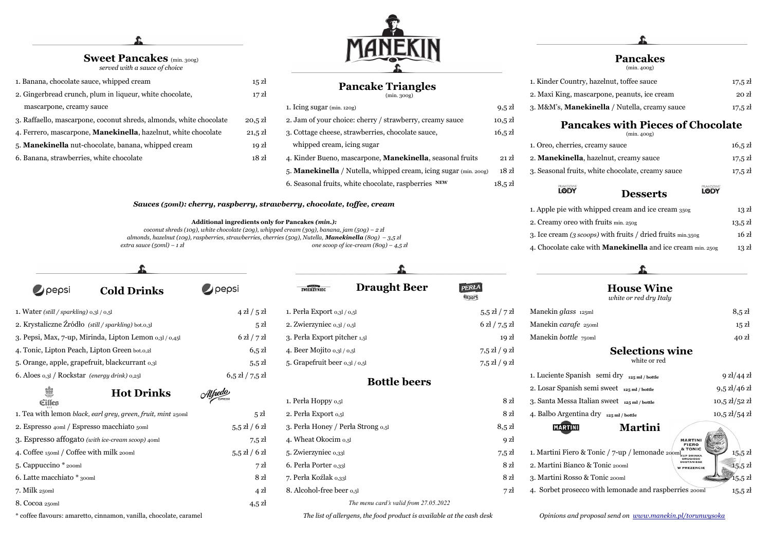# MANEKIN

## Sweet Pancakes (min. 300g)

*served with a sauce of choice*

| | |
|---|---|
| 1. Banana, chocolate sauce, whipped cream | 15 zł |
| 2. Gingerbread crunch, plum in liqueur, white chocolate, mascarpone, creamy sauce | 17 zł |
| 3. Raffaello, mascarpone, coconut shreds, almonds, white chocolate | 20,5 zł |
| 4. Ferrero, mascarpone, **Manekinella**, hazelnut, white chocolate | 21,5 zł |
| 5. **Manekinella** nut-chocolate, banana, whipped cream | 19 zł |
| 6. Banana, strawberries, white chocolate | 18 zł |

## Pancake Triangles

(min. 300g)

| | |
|---|---|
| 1. Icing sugar (min. 120g) | 9,5 zł |
| 2. Jam of your choice: cherry / strawberry, creamy sauce | 10,5 zł |
| 3. Cottage cheese, strawberries, chocolate sauce, whipped cream, icing sugar | 16,5 zł |
| 4. Kinder Bueno, mascarpone, **Manekinella**, seasonal fruits | 21 zł |
| 5. **Manekinella** / Nutella, whipped cream, icing sugar (min. 200g) | 18 zł |
| 6. Seasonal fruits, white chocolate, raspberries NEW | 18,5 zł |

## Pancakes

(min. 400g)

| | |
|---|---|
| 1. Kinder Country, hazelnut, toffee sauce | 17,5 zł |
| 2. Maxi King, mascarpone, peanuts, ice cream | 20 zł |
| 3. M&M's, **Manekinella** / Nutella, creamy sauce | 17,5 zł |

## Pancakes with Pieces of Chocolate

(min. 400g)

| | |
|---|---|
| 1. Oreo, cherries, creamy sauce | 16,5 zł |
| 2. **Manekinella**, hazelnut, creamy sauce | 17,5 zł |
| 3. Seasonal fruits, white chocolate, creamy sauce | 17,5 zł |

***Sauces (50ml): cherry, raspberry, strawberry, chocolate, toffee, cream***

**Additional ingredients only for Pancakes *(min.)*:**

*coconut shreds (10g), white chocolate (20g), whipped cream (30g), banana, jam (50g) – 2 zł*
*almonds, hazelnut (10g), raspberries, strawberries, cherries (50g), Nutella, **Manekinella** (80g) – 3,5 zł*
*extra sauce (50ml) – 1 zł*
*one scoop of ice-cream (80g) – 4,5 zł*

## Desserts

PRAWDZIWE LODY

| | |
|---|---|
| 1. Apple pie with whipped cream and ice cream 350g | 13 zł |
| 2. Creamy oreo with fruits min. 250g | 13,5 zł |
| 3. Ice cream *(3 scoops)* with fruits / dried fruits min.350g | 16 zł |
| 4. Chocolate cake with **Manekinella** and ice cream min. 250g | 13 zł |

## Cold Drinks

pepsi

| | |
|---|---|
| 1. Water *(still / sparkling)* 0,3l / 0,5l | 4 zł / 5 zł |
| 2. Krystaliczne Źródło *(still / sparkling)* bot.0,3l | 5 zł |
| 3. Pepsi, Max, 7-up, Mirinda, Lipton Lemon 0,3l / 0,45l | 6 zł / 7 zł |
| 4. Tonic, Lipton Peach, Lipton Green bot.0,2l | 6,5 zł |
| 5. Orange, apple, grapefruit, blackcurrant 0,3l | 5,5 zł |
| 6. Aloes 0,3l / Rockstar *(energy drink)* 0,25l | 6,5 zł / 7,5 zł |

## Hot Drinks

Eilles · Alfredo Espresso

| | |
|---|---|
| 1. Tea with lemon *black, earl grey, green, fruit, mint* 250ml | 5 zł |
| 2. Espresso 40ml / Espresso macchiato 50ml | 5,5 zł / 6 zł |
| 3. Espresso affogato *(with ice-cream scoop)* 40ml | 7,5 zł |
| 4. Coffee 150ml / Coffee with milk 200ml | 5,5 zł / 6 zł |
| 5. Cappuccino * 200ml | 7 zł |
| 6. Latte macchiato * 300ml | 8 zł |
| 7. Milk 250ml | 4 zł |
| 8. Cocoa 250ml | 4,5 zł |

* coffee flavours: amaretto, cinnamon, vanilla, chocolate, caramel

## Draught Beer

Zwierzyniec · Perła Export

| | |
|---|---|
| 1. Perła Export 0,3l / 0,5l | 5,5 zł / 7 zł |
| 2. Zwierzyniec 0,3l / 0,5l | 6 zł / 7,5 zł |
| 3. Perła Export pitcher 1,5l | 19 zł |
| 4. Beer Mojito 0,3l / 0,5l | 7,5 zł / 9 zł |
| 5. Grapefruit beer 0,3l / 0,5l | 7,5 zł / 9 zł |

## Bottle beers

| | |
|---|---|
| 1. Perła Hoppy 0,5l | 8 zł |
| 2. Perła Export 0,5l | 8 zł |
| 3. Perła Honey / Perła Strong 0,5l | 8,5 zł |
| 4. Wheat Okocim 0,5l | 9 zł |
| 5. Zwierzyniec 0,33l | 7,5 zł |
| 6. Perła Porter 0,33l | 8 zł |
| 7. Perła Koźlak 0,33l | 8 zł |
| 8. Alcohol-free beer 0,5l | 7 zł |

*The menu card's valid from 27.05.2022*

## House Wine

*white or red dry Italy*

| | |
|---|---|
| Manekin *glass* 125ml | 8,5 zł |
| Manekin *carafe* 250ml | 15 zł |
| Manekin *bottle* 750ml | 40 zł |

## Selections wine

white or red

| | |
|---|---|
| 1. Luciente Spanish semi dry 125 ml / bottle | 9 zł/44 zł |
| 2. Losar Spanish semi sweet 125 ml / bottle | 9,5 zł/46 zł |
| 3. Santa Messa Italian sweet 125 ml / bottle | 10,5 zł/52 zł |
| 4. Balbo Argentina dry 125 ml / bottle | 10,5 zł/54 zł |

## Martini

MARTINI FIERO & TONIC – KUP DRINKA DRUGIEGO DOSTANIESZ W PREZENCIE

| | |
|---|---|
| 1. Martini Fiero & Tonic / 7-up / lemonade 200ml | 15,5 zł |
| 2. Martini Bianco & Tonic 200ml | 15,5 zł |
| 3. Martini Rosso & Tonic 200ml | 15,5 zł |
| 4. Sorbet prosecco with lemonade and raspberries 200ml | 15,5 zł |

*The list of allergens, the food product is available at the cash desk*

*Opinions and proposal send on [www.manekin.pl/torunwysoka](www.manekin.pl/torunwysoka)*